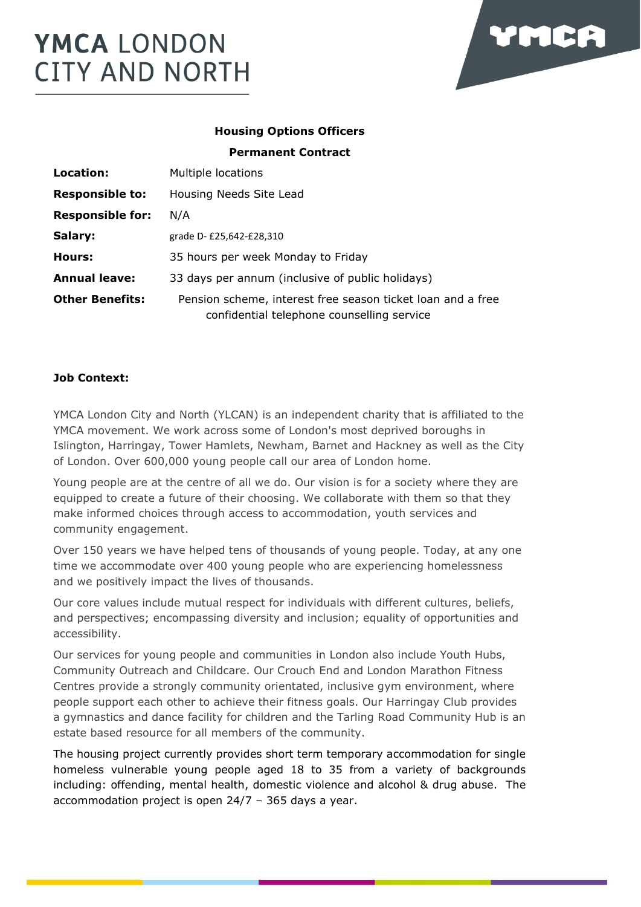# YMCA LONDON CITY AND NORTH

**Housing Options Officers**

**Permanent Contract**

| | |
|---|---|
| **Location:** | Multiple locations |
| **Responsible to:** | Housing Needs Site Lead |
| **Responsible for:** | N/A |
| **Salary:** | grade D- £25,642-£28,310 |
| **Hours:** | 35 hours per week Monday to Friday |
| **Annual leave:** | 33 days per annum (inclusive of public holidays) |
| **Other Benefits:** | Pension scheme, interest free season ticket loan and a free confidential telephone counselling service |

**Job Context:**

YMCA London City and North (YLCAN) is an independent charity that is affiliated to the YMCA movement. We work across some of London's most deprived boroughs in Islington, Harringay, Tower Hamlets, Newham, Barnet and Hackney as well as the City of London. Over 600,000 young people call our area of London home.

Young people are at the centre of all we do. Our vision is for a society where they are equipped to create a future of their choosing. We collaborate with them so that they make informed choices through access to accommodation, youth services and community engagement.

Over 150 years we have helped tens of thousands of young people. Today, at any one time we accommodate over 400 young people who are experiencing homelessness and we positively impact the lives of thousands.

Our core values include mutual respect for individuals with different cultures, beliefs, and perspectives; encompassing diversity and inclusion; equality of opportunities and accessibility.

Our services for young people and communities in London also include Youth Hubs, Community Outreach and Childcare. Our Crouch End and London Marathon Fitness Centres provide a strongly community orientated, inclusive gym environment, where people support each other to achieve their fitness goals. Our Harringay Club provides a gymnastics and dance facility for children and the Tarling Road Community Hub is an estate based resource for all members of the community.

The housing project currently provides short term temporary accommodation for single homeless vulnerable young people aged 18 to 35 from a variety of backgrounds including: offending, mental health, domestic violence and alcohol & drug abuse. The accommodation project is open 24/7 – 365 days a year.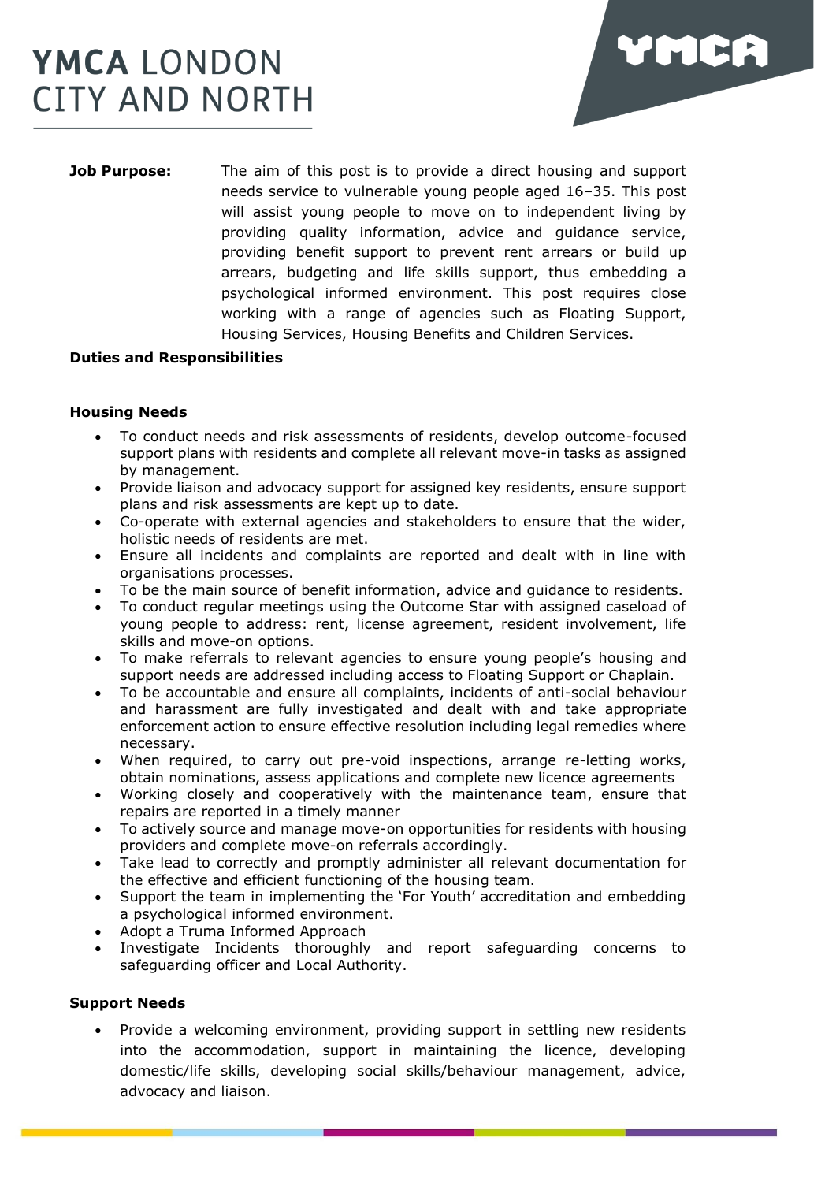**Job Purpose:** The aim of this post is to provide a direct housing and support needs service to vulnerable young people aged 16–35. This post will assist young people to move on to independent living by providing quality information, advice and guidance service, providing benefit support to prevent rent arrears or build up arrears, budgeting and life skills support, thus embedding a psychological informed environment. This post requires close working with a range of agencies such as Floating Support, Housing Services, Housing Benefits and Children Services.

**Duties and Responsibilities**

**Housing Needs**

- To conduct needs and risk assessments of residents, develop outcome-focused support plans with residents and complete all relevant move-in tasks as assigned by management.
- Provide liaison and advocacy support for assigned key residents, ensure support plans and risk assessments are kept up to date.
- Co-operate with external agencies and stakeholders to ensure that the wider, holistic needs of residents are met.
- Ensure all incidents and complaints are reported and dealt with in line with organisations processes.
- To be the main source of benefit information, advice and guidance to residents.
- To conduct regular meetings using the Outcome Star with assigned caseload of young people to address: rent, license agreement, resident involvement, life skills and move-on options.
- To make referrals to relevant agencies to ensure young people's housing and support needs are addressed including access to Floating Support or Chaplain.
- To be accountable and ensure all complaints, incidents of anti-social behaviour and harassment are fully investigated and dealt with and take appropriate enforcement action to ensure effective resolution including legal remedies where necessary.
- When required, to carry out pre-void inspections, arrange re-letting works, obtain nominations, assess applications and complete new licence agreements
- Working closely and cooperatively with the maintenance team, ensure that repairs are reported in a timely manner
- To actively source and manage move-on opportunities for residents with housing providers and complete move-on referrals accordingly.
- Take lead to correctly and promptly administer all relevant documentation for the effective and efficient functioning of the housing team.
- Support the team in implementing the 'For Youth' accreditation and embedding a psychological informed environment.
- Adopt a Truma Informed Approach
- Investigate Incidents thoroughly and report safeguarding concerns to safeguarding officer and Local Authority.

**Support Needs**

- Provide a welcoming environment, providing support in settling new residents into the accommodation, support in maintaining the licence, developing domestic/life skills, developing social skills/behaviour management, advice, advocacy and liaison.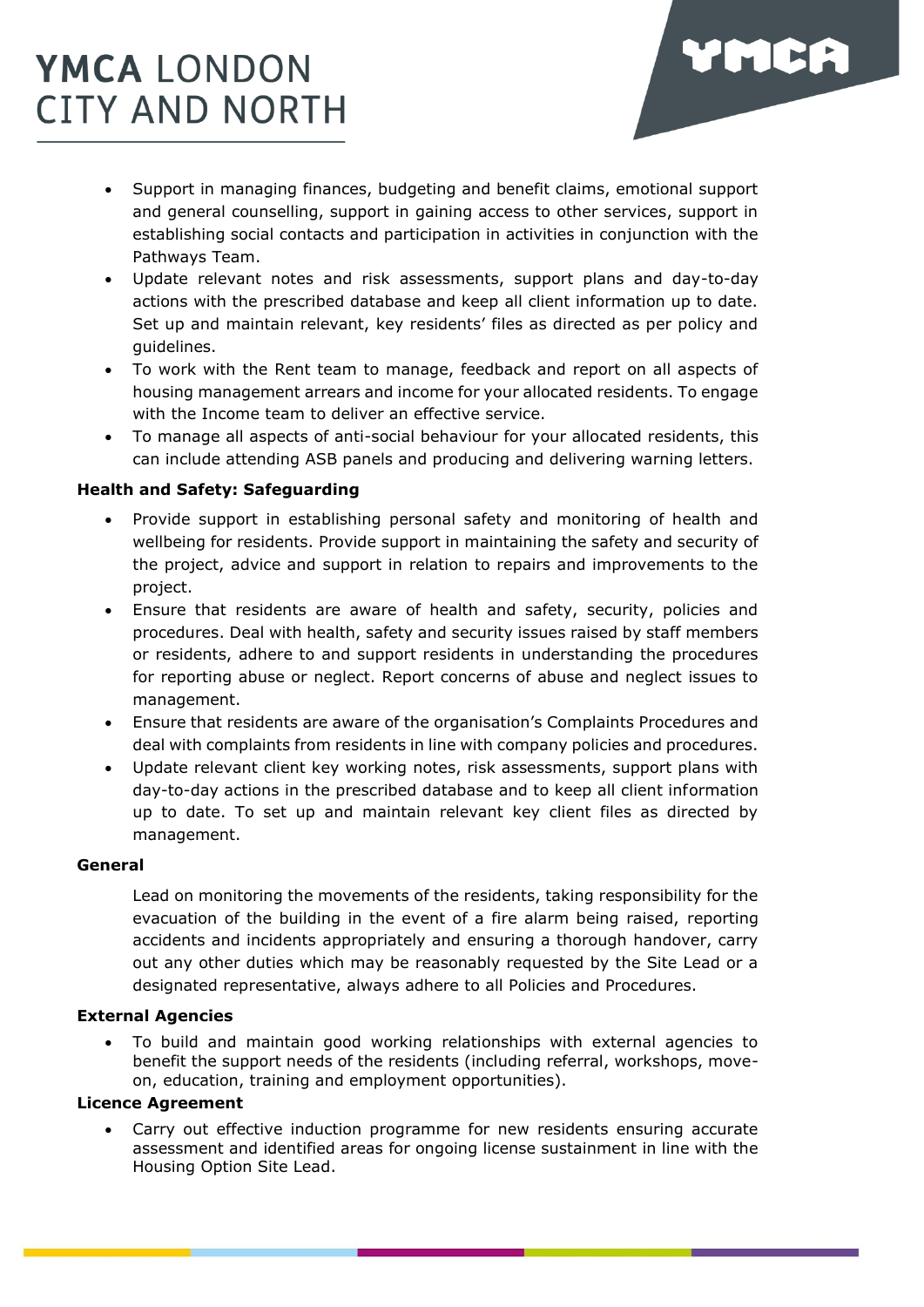- Support in managing finances, budgeting and benefit claims, emotional support and general counselling, support in gaining access to other services, support in establishing social contacts and participation in activities in conjunction with the Pathways Team.
- Update relevant notes and risk assessments, support plans and day-to-day actions with the prescribed database and keep all client information up to date. Set up and maintain relevant, key residents' files as directed as per policy and guidelines.
- To work with the Rent team to manage, feedback and report on all aspects of housing management arrears and income for your allocated residents. To engage with the Income team to deliver an effective service.
- To manage all aspects of anti-social behaviour for your allocated residents, this can include attending ASB panels and producing and delivering warning letters.

**Health and Safety: Safeguarding**

- Provide support in establishing personal safety and monitoring of health and wellbeing for residents. Provide support in maintaining the safety and security of the project, advice and support in relation to repairs and improvements to the project.
- Ensure that residents are aware of health and safety, security, policies and procedures. Deal with health, safety and security issues raised by staff members or residents, adhere to and support residents in understanding the procedures for reporting abuse or neglect. Report concerns of abuse and neglect issues to management.
- Ensure that residents are aware of the organisation's Complaints Procedures and deal with complaints from residents in line with company policies and procedures.
- Update relevant client key working notes, risk assessments, support plans with day-to-day actions in the prescribed database and to keep all client information up to date. To set up and maintain relevant key client files as directed by management.

**General**

Lead on monitoring the movements of the residents, taking responsibility for the evacuation of the building in the event of a fire alarm being raised, reporting accidents and incidents appropriately and ensuring a thorough handover, carry out any other duties which may be reasonably requested by the Site Lead or a designated representative, always adhere to all Policies and Procedures.

**External Agencies**

- To build and maintain good working relationships with external agencies to benefit the support needs of the residents (including referral, workshops, move-on, education, training and employment opportunities).

**Licence Agreement**

- Carry out effective induction programme for new residents ensuring accurate assessment and identified areas for ongoing license sustainment in line with the Housing Option Site Lead.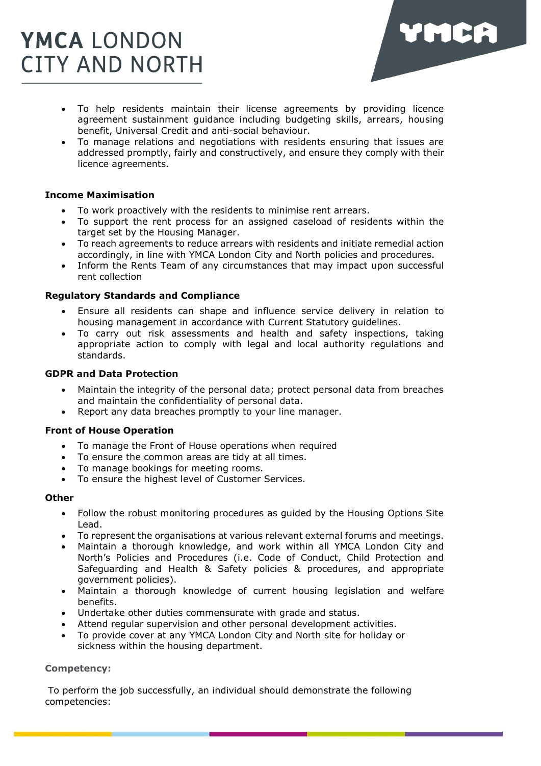- To help residents maintain their license agreements by providing licence agreement sustainment guidance including budgeting skills, arrears, housing benefit, Universal Credit and anti-social behaviour.
- To manage relations and negotiations with residents ensuring that issues are addressed promptly, fairly and constructively, and ensure they comply with their licence agreements.

**Income Maximisation**

- To work proactively with the residents to minimise rent arrears.
- To support the rent process for an assigned caseload of residents within the target set by the Housing Manager.
- To reach agreements to reduce arrears with residents and initiate remedial action accordingly, in line with YMCA London City and North policies and procedures.
- Inform the Rents Team of any circumstances that may impact upon successful rent collection

**Regulatory Standards and Compliance**

- Ensure all residents can shape and influence service delivery in relation to housing management in accordance with Current Statutory guidelines.
- To carry out risk assessments and health and safety inspections, taking appropriate action to comply with legal and local authority regulations and standards.

**GDPR and Data Protection**

- Maintain the integrity of the personal data; protect personal data from breaches and maintain the confidentiality of personal data.
- Report any data breaches promptly to your line manager.

**Front of House Operation**

- To manage the Front of House operations when required
- To ensure the common areas are tidy at all times.
- To manage bookings for meeting rooms.
- To ensure the highest level of Customer Services.

**Other**

- Follow the robust monitoring procedures as guided by the Housing Options Site Lead.
- To represent the organisations at various relevant external forums and meetings.
- Maintain a thorough knowledge, and work within all YMCA London City and North's Policies and Procedures (i.e. Code of Conduct, Child Protection and Safeguarding and Health & Safety policies & procedures, and appropriate government policies).
- Maintain a thorough knowledge of current housing legislation and welfare benefits.
- Undertake other duties commensurate with grade and status.
- Attend regular supervision and other personal development activities.
- To provide cover at any YMCA London City and North site for holiday or sickness within the housing department.

**Competency:**

To perform the job successfully, an individual should demonstrate the following competencies: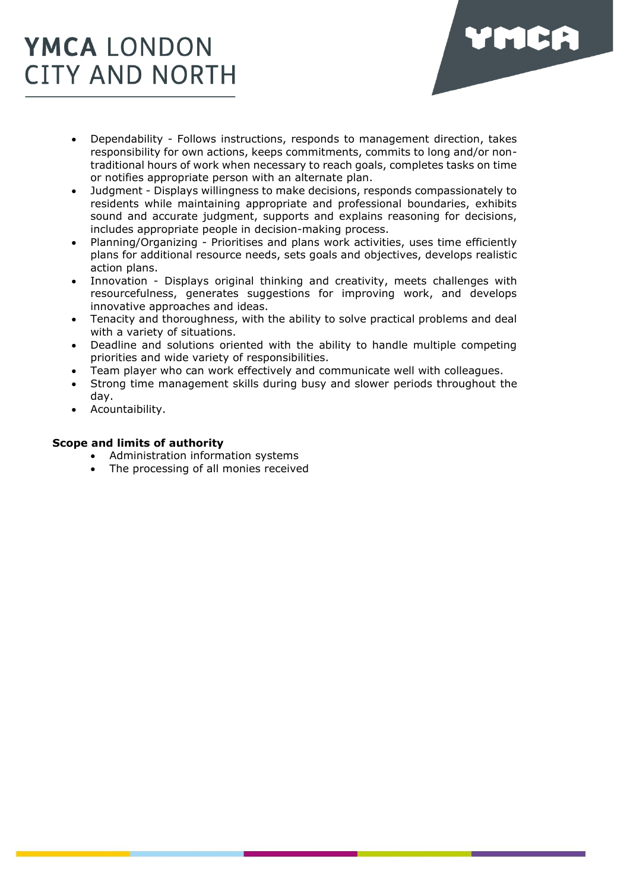- Dependability - Follows instructions, responds to management direction, takes responsibility for own actions, keeps commitments, commits to long and/or non-traditional hours of work when necessary to reach goals, completes tasks on time or notifies appropriate person with an alternate plan.
- Judgment - Displays willingness to make decisions, responds compassionately to residents while maintaining appropriate and professional boundaries, exhibits sound and accurate judgment, supports and explains reasoning for decisions, includes appropriate people in decision-making process.
- Planning/Organizing - Prioritises and plans work activities, uses time efficiently plans for additional resource needs, sets goals and objectives, develops realistic action plans.
- Innovation - Displays original thinking and creativity, meets challenges with resourcefulness, generates suggestions for improving work, and develops innovative approaches and ideas.
- Tenacity and thoroughness, with the ability to solve practical problems and deal with a variety of situations.
- Deadline and solutions oriented with the ability to handle multiple competing priorities and wide variety of responsibilities.
- Team player who can work effectively and communicate well with colleagues.
- Strong time management skills during busy and slower periods throughout the day.
- Acountaibility.

**Scope and limits of authority**

- Administration information systems
- The processing of all monies received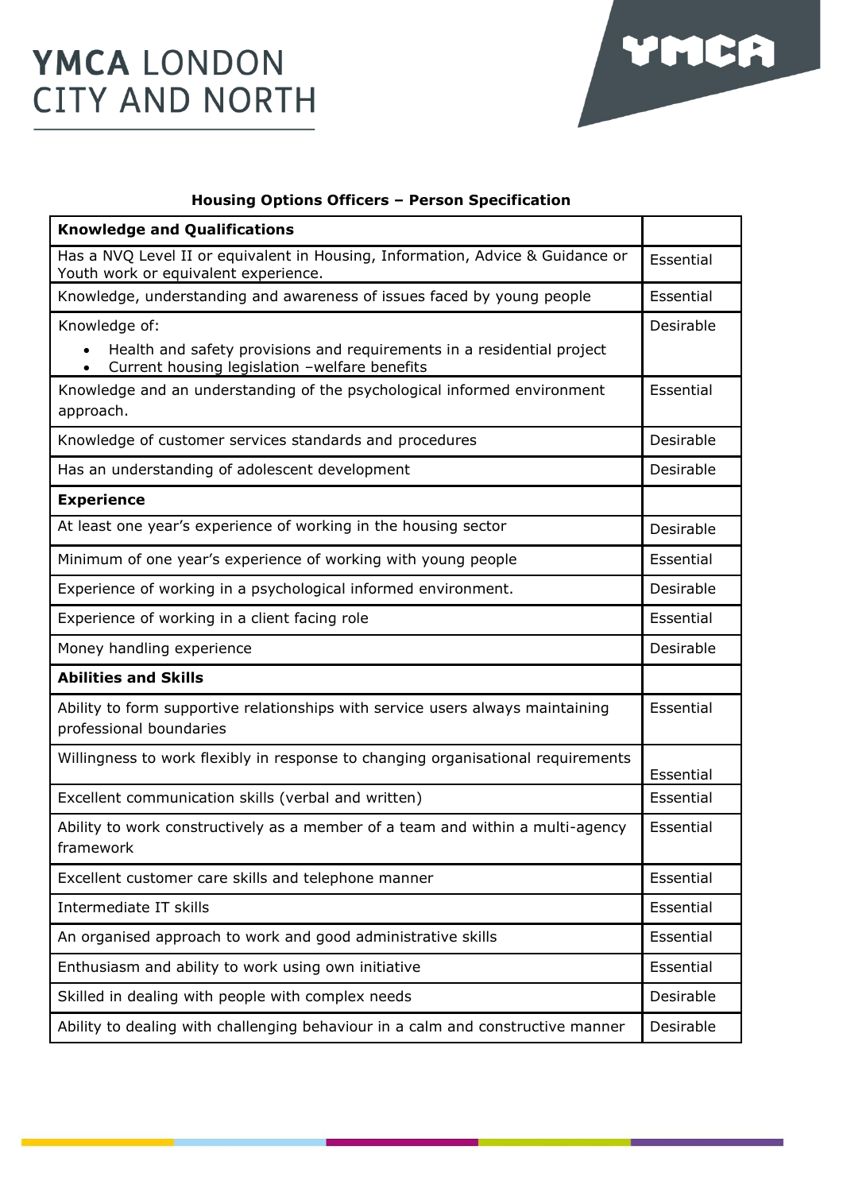# YMCA LONDON CITY AND NORTH

## Housing Options Officers – Person Specification

| | |
|---|---|
| **Knowledge and Qualifications** | |
| Has a NVQ Level II or equivalent in Housing, Information, Advice & Guidance or Youth work or equivalent experience. | Essential |
| Knowledge, understanding and awareness of issues faced by young people | Essential |
| Knowledge of:<br>• Health and safety provisions and requirements in a residential project<br>• Current housing legislation –welfare benefits | Desirable |
| Knowledge and an understanding of the psychological informed environment approach. | Essential |
| Knowledge of customer services standards and procedures | Desirable |
| Has an understanding of adolescent development | Desirable |
| **Experience** | |
| At least one year's experience of working in the housing sector | Desirable |
| Minimum of one year's experience of working with young people | Essential |
| Experience of working in a psychological informed environment. | Desirable |
| Experience of working in a client facing role | Essential |
| Money handling experience | Desirable |
| **Abilities and Skills** | |
| Ability to form supportive relationships with service users always maintaining professional boundaries | Essential |
| Willingness to work flexibly in response to changing organisational requirements | Essential |
| Excellent communication skills (verbal and written) | Essential |
| Ability to work constructively as a member of a team and within a multi-agency framework | Essential |
| Excellent customer care skills and telephone manner | Essential |
| Intermediate IT skills | Essential |
| An organised approach to work and good administrative skills | Essential |
| Enthusiasm and ability to work using own initiative | Essential |
| Skilled in dealing with people with complex needs | Desirable |
| Ability to dealing with challenging behaviour in a calm and constructive manner | Desirable |